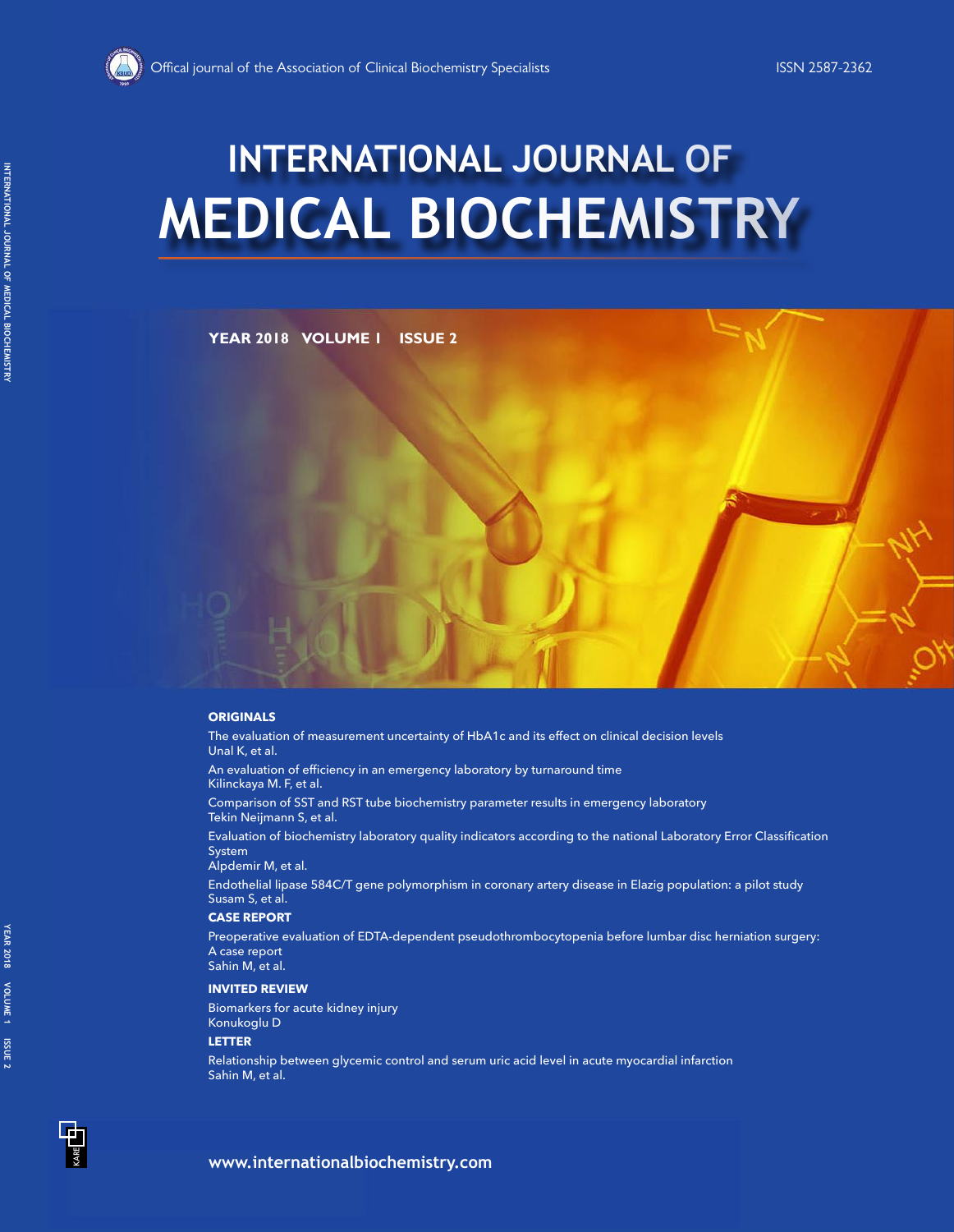Offical journal of the Association of Clinical Biochemistry Specialists

ISSN 2587-2362

# INTERNATIONAL JOURNAL OF MEDICAL BIOCHEMISTRY

**YEAR 2018 VOLUME 1 ISSUE 2**

## ORIGINALS

The evaluation of measurement uncertainty of HbA1c and its effect on clinical decision levels
Unal K, et al.

An evaluation of efficiency in an emergency laboratory by turnaround time
Kilinckaya M. F, et al.

Comparison of SST and RST tube biochemistry parameter results in emergency laboratory
Tekin Neijmann S, et al.

Evaluation of biochemistry laboratory quality indicators according to the national Laboratory Error Classification System
Alpdemir M, et al.

Endothelial lipase 584C/T gene polymorphism in coronary artery disease in Elazig population: a pilot study
Susam S, et al.

## CASE REPORT

Preoperative evaluation of EDTA-dependent pseudothrombocytopenia before lumbar disc herniation surgery: A case report
Sahin M, et al.

## INVITED REVIEW

Biomarkers for acute kidney injury
Konukoglu D

## LETTER

Relationship between glycemic control and serum uric acid level in acute myocardial infarction
Sahin M, et al.

www.internationalbiochemistry.com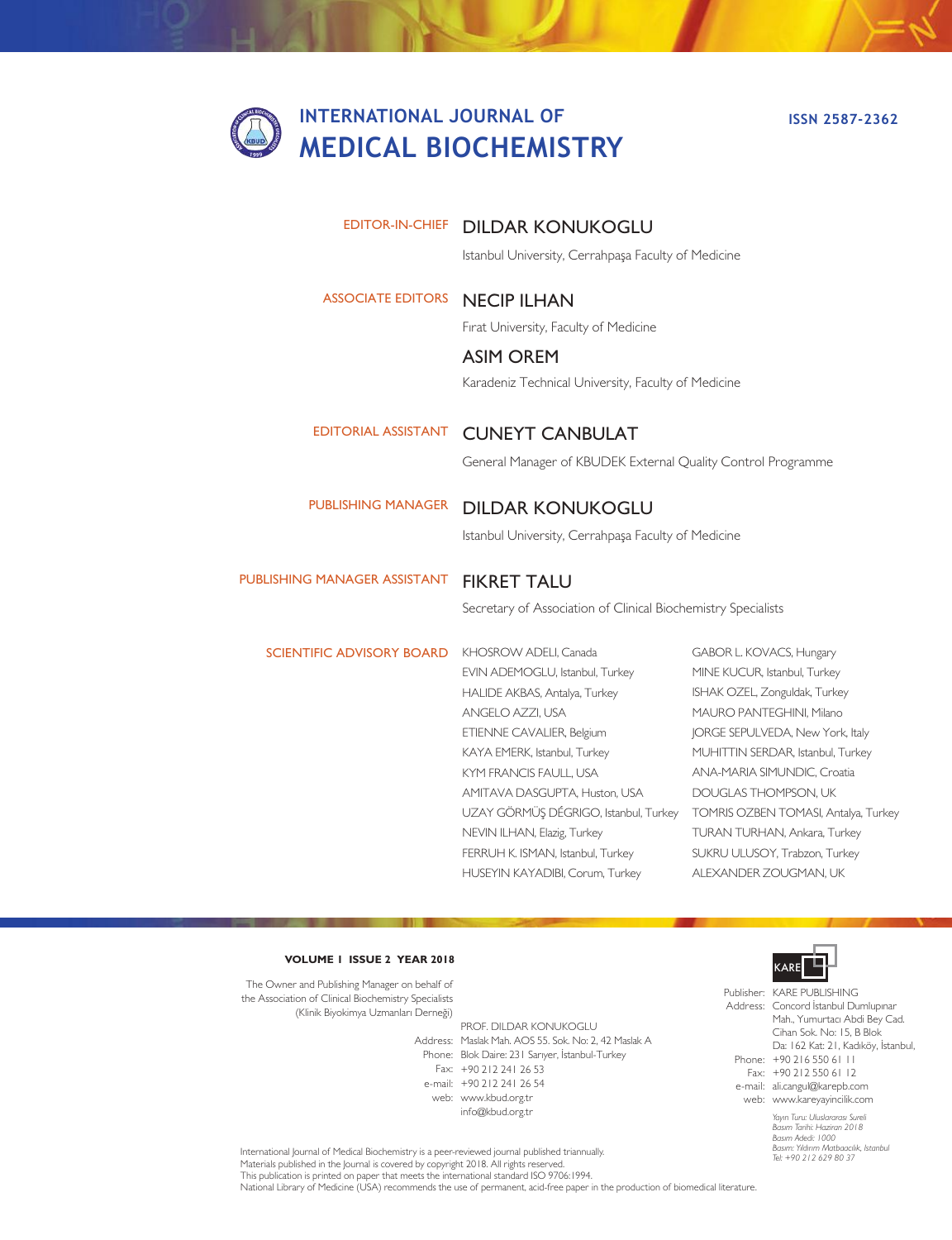# INTERNATIONAL JOURNAL OF MEDICAL BIOCHEMISTRY

ISSN 2587-2362

**EDITOR-IN-CHIEF**
DILDAR KONUKOGLU
Istanbul University, Cerrahpaşa Faculty of Medicine

**ASSOCIATE EDITORS**
NECIP ILHAN
Fırat University, Faculty of Medicine

ASIM OREM
Karadeniz Technical University, Faculty of Medicine

**EDITORIAL ASSISTANT**
CUNEYT CANBULAT
General Manager of KBUDEK External Quality Control Programme

**PUBLISHING MANAGER**
DILDAR KONUKOGLU
Istanbul University, Cerrahpaşa Faculty of Medicine

**PUBLISHING MANAGER ASSISTANT**
FIKRET TALU
Secretary of Association of Clinical Biochemistry Specialists

**SCIENTIFIC ADVISORY BOARD**

KHOSROW ADELI, Canada
EVIN ADEMOGLU, Istanbul, Turkey
HALIDE AKBAS, Antalya, Turkey
ANGELO AZZI, USA
ETIENNE CAVALIER, Belgium
KAYA EMERK, Istanbul, Turkey
KYM FRANCIS FAULL, USA
AMITAVA DASGUPTA, Huston, USA
UZAY GÖRMÜŞ DÉGRIGO, Istanbul, Turkey
NEVIN ILHAN, Elazig, Turkey
FERRUH K. ISMAN, Istanbul, Turkey
HUSEYIN KAYADIBI, Corum, Turkey
GABOR L. KOVACS, Hungary
MINE KUCUR, Istanbul, Turkey
ISHAK OZEL, Zonguldak, Turkey
MAURO PANTEGHINI, Milano
JORGE SEPULVEDA, New York, Italy
MUHITTIN SERDAR, Istanbul, Turkey
ANA-MARIA SIMUNDIC, Croatia
DOUGLAS THOMPSON, UK
TOMRIS OZBEN TOMASI, Antalya, Turkey
TURAN TURHAN, Ankara, Turkey
SUKRU ULUSOY, Trabzon, Turkey
ALEXANDER ZOUGMAN, UK

**VOLUME 1 ISSUE 2 YEAR 2018**

The Owner and Publishing Manager on behalf of the Association of Clinical Biochemistry Specialists (Klinik Biyokimya Uzmanları Derneği)

PROF. DILDAR KONUKOGLU
Address: Maslak Mah. AOS 55. Sok. No: 2, 42 Maslak A Blok Daire: 231 Sarıyer, İstanbul-Turkey
Phone: +90 212 241 26 53
Fax: +90 212 241 26 54
e-mail: www.kbud.org.tr
web: info@kbud.org.tr

KARE

Publisher: KARE PUBLISHING
Address: Concord İstanbul Dumlupınar Mah., Yumurtacı Abdi Bey Cad. Cihan Sok. No: 15, B Blok Da: 162 Kat: 21, Kadıköy, İstanbul,
Phone: +90 216 550 61 11
Fax: +90 212 550 61 12
e-mail: ali.cangul@karepb.com
web: www.kareyayincilik.com

*Yayın Turu: Uluslararası Sureli*
*Basım Tarihi: Haziran 2018*
*Basım Adedi: 1000*
*Basım: Yıldırım Matbaacılık, İstanbul*
*Tel: +90 212 629 80 37*

International Journal of Medical Biochemistry is a peer-reviewed journal published triannually.
Materials published in the Journal is covered by copyright 2018. All rights reserved.
This publication is printed on paper that meets the international standard ISO 9706:1994.
National Library of Medicine (USA) recommends the use of permanent, acid-free paper in the production of biomedical literature.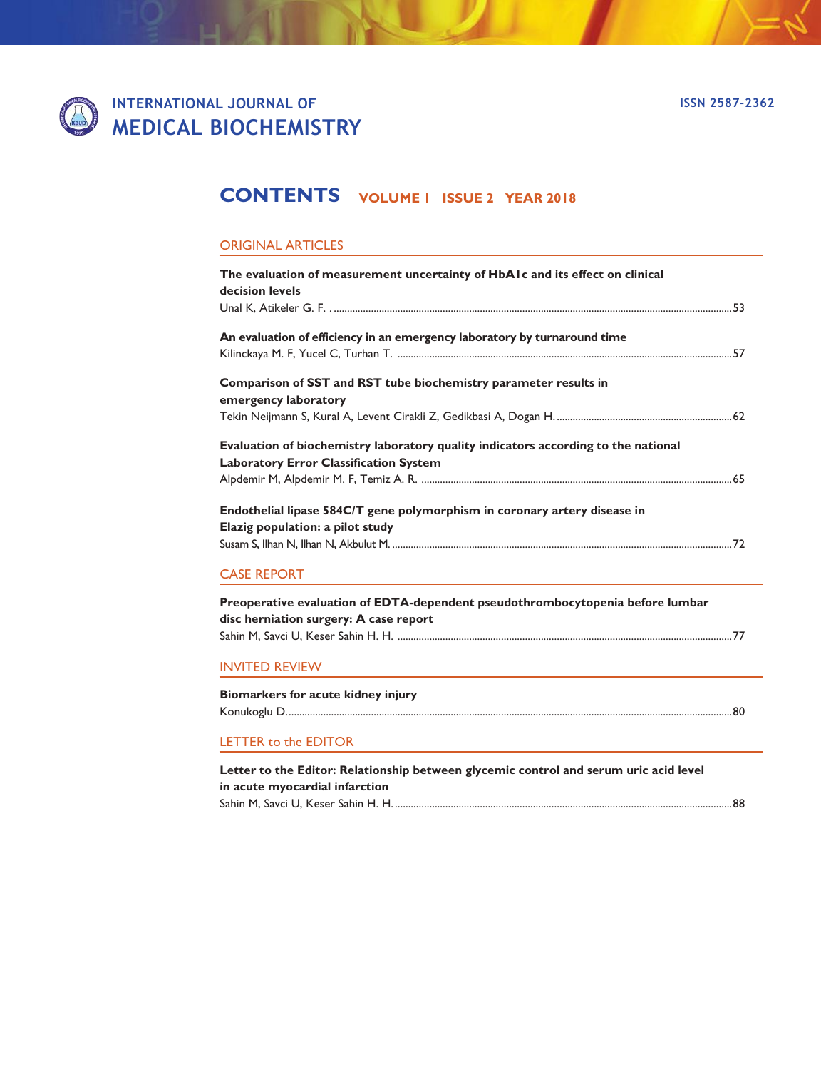# INTERNATIONAL JOURNAL OF MEDICAL BIOCHEMISTRY

ISSN 2587-2362

## CONTENTS VOLUME 1 ISSUE 2 YEAR 2018

### ORIGINAL ARTICLES

**The evaluation of measurement uncertainty of HbA1c and its effect on clinical decision levels**
Unal K, Atikeler G. F. . ........................................................................................ 53

**An evaluation of efficiency in an emergency laboratory by turnaround time**
Kilinckaya M. F, Yucel C, Turhan T. ........................................................................................ 57

**Comparison of SST and RST tube biochemistry parameter results in emergency laboratory**
Tekin Neijmann S, Kural A, Levent Cirakli Z, Gedikbasi A, Dogan H. ........................................................................................ 62

**Evaluation of biochemistry laboratory quality indicators according to the national Laboratory Error Classification System**
Alpdemir M, Alpdemir M. F, Temiz A. R. ........................................................................................ 65

**Endothelial lipase 584C/T gene polymorphism in coronary artery disease in Elazig population: a pilot study**
Susam S, Ilhan N, Ilhan N, Akbulut M. ........................................................................................ 72

### CASE REPORT

**Preoperative evaluation of EDTA-dependent pseudothrombocytopenia before lumbar disc herniation surgery: A case report**
Sahin M, Savci U, Keser Sahin H. H. ........................................................................................ 77

### INVITED REVIEW

**Biomarkers for acute kidney injury**
Konukoglu D. ........................................................................................ 80

### LETTER to the EDITOR

**Letter to the Editor: Relationship between glycemic control and serum uric acid level in acute myocardial infarction**
Sahin M, Savci U, Keser Sahin H. H. ........................................................................................ 88